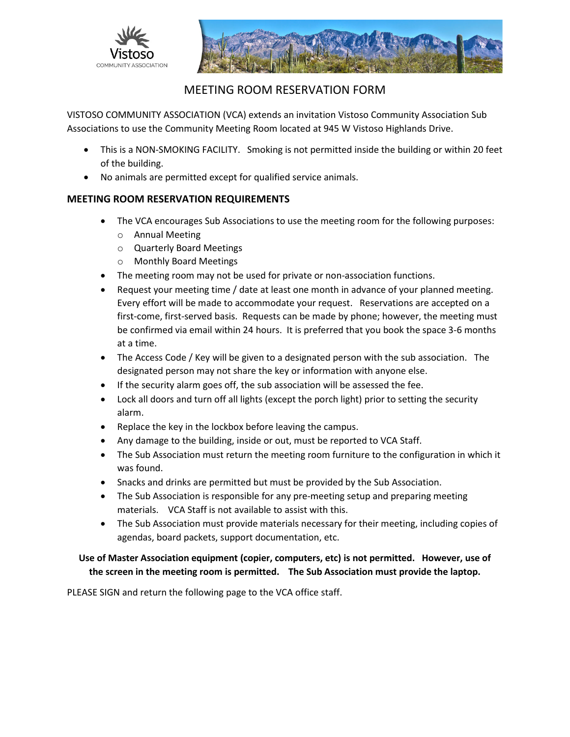Vistoso
COMMUNITY ASSOCIATION

# MEETING ROOM RESERVATION FORM

VISTOSO COMMUNITY ASSOCIATION (VCA) extends an invitation Vistoso Community Association Sub Associations to use the Community Meeting Room located at 945 W Vistoso Highlands Drive.

- This is a NON-SMOKING FACILITY. Smoking is not permitted inside the building or within 20 feet of the building.
- No animals are permitted except for qualified service animals.

## MEETING ROOM RESERVATION REQUIREMENTS

- The VCA encourages Sub Associations to use the meeting room for the following purposes:
  - Annual Meeting
  - Quarterly Board Meetings
  - Monthly Board Meetings
- The meeting room may not be used for private or non-association functions.
- Request your meeting time / date at least one month in advance of your planned meeting. Every effort will be made to accommodate your request. Reservations are accepted on a first-come, first-served basis. Requests can be made by phone; however, the meeting must be confirmed via email within 24 hours. It is preferred that you book the space 3-6 months at a time.
- The Access Code / Key will be given to a designated person with the sub association. The designated person may not share the key or information with anyone else.
- If the security alarm goes off, the sub association will be assessed the fee.
- Lock all doors and turn off all lights (except the porch light) prior to setting the security alarm.
- Replace the key in the lockbox before leaving the campus.
- Any damage to the building, inside or out, must be reported to VCA Staff.
- The Sub Association must return the meeting room furniture to the configuration in which it was found.
- Snacks and drinks are permitted but must be provided by the Sub Association.
- The Sub Association is responsible for any pre-meeting setup and preparing meeting materials. VCA Staff is not available to assist with this.
- The Sub Association must provide materials necessary for their meeting, including copies of agendas, board packets, support documentation, etc.

**Use of Master Association equipment (copier, computers, etc) is not permitted. However, use of the screen in the meeting room is permitted. The Sub Association must provide the laptop.**

PLEASE SIGN and return the following page to the VCA office staff.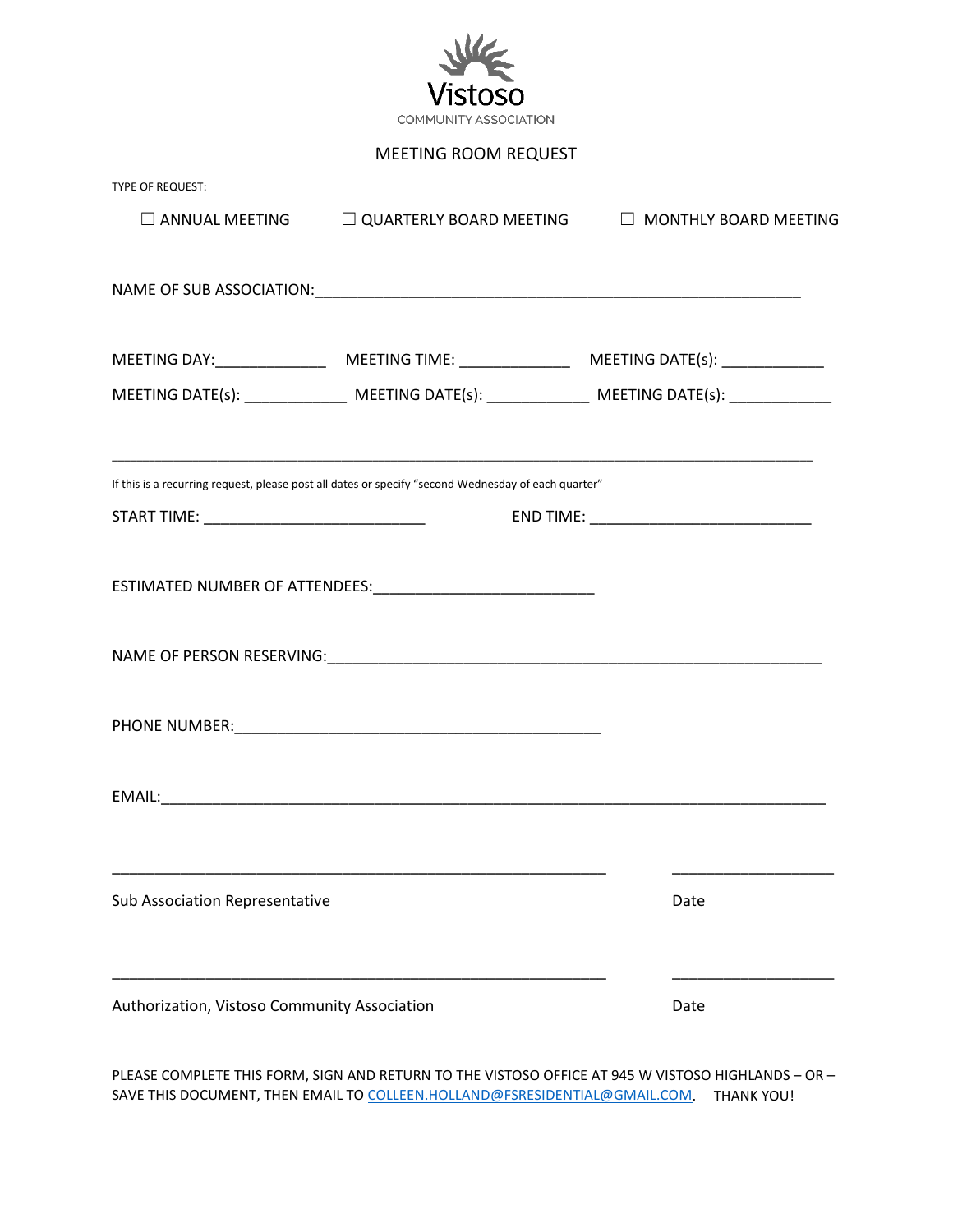Vistoso
COMMUNITY ASSOCIATION

# MEETING ROOM REQUEST

TYPE OF REQUEST:

☐ ANNUAL MEETING ☐ QUARTERLY BOARD MEETING ☐ MONTHLY BOARD MEETING

NAME OF SUB ASSOCIATION:___________________________________________________________

MEETING DAY:_____________ MEETING TIME: _____________ MEETING DATE(s): ____________

MEETING DATE(s): ____________ MEETING DATE(s): ____________ MEETING DATE(s): ____________

_____________________________________________________________________________________

If this is a recurring request, please post all dates or specify "second Wednesday of each quarter"

START TIME: ___________________________ END TIME: ___________________________

ESTIMATED NUMBER OF ATTENDEES:___________________________

NAME OF PERSON RESERVING:____________________________________________________________

PHONE NUMBER:_____________________________________________

EMAIL:_________________________________________________________________________________

_____________________________________________________________ ____________________

Sub Association Representative Date

_____________________________________________________________ ____________________

Authorization, Vistoso Community Association Date

PLEASE COMPLETE THIS FORM, SIGN AND RETURN TO THE VISTOSO OFFICE AT 945 W VISTOSO HIGHLANDS – OR – SAVE THIS DOCUMENT, THEN EMAIL TO COLLEEN.HOLLAND@FSRESIDENTIAL@GMAIL.COM. THANK YOU!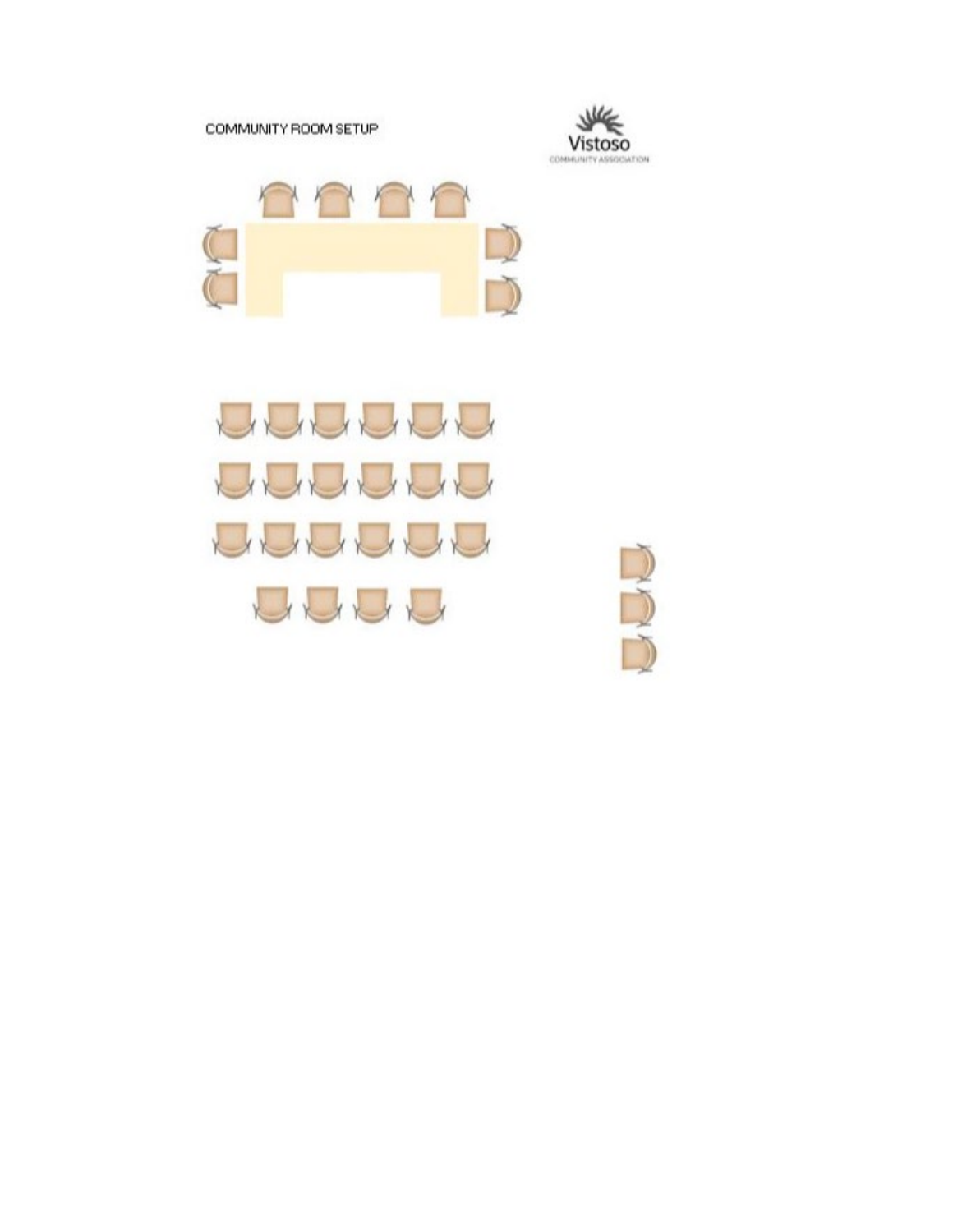COMMUNITY ROOM SETUP

Vistoso
COMMUNITY ASSOCIATION